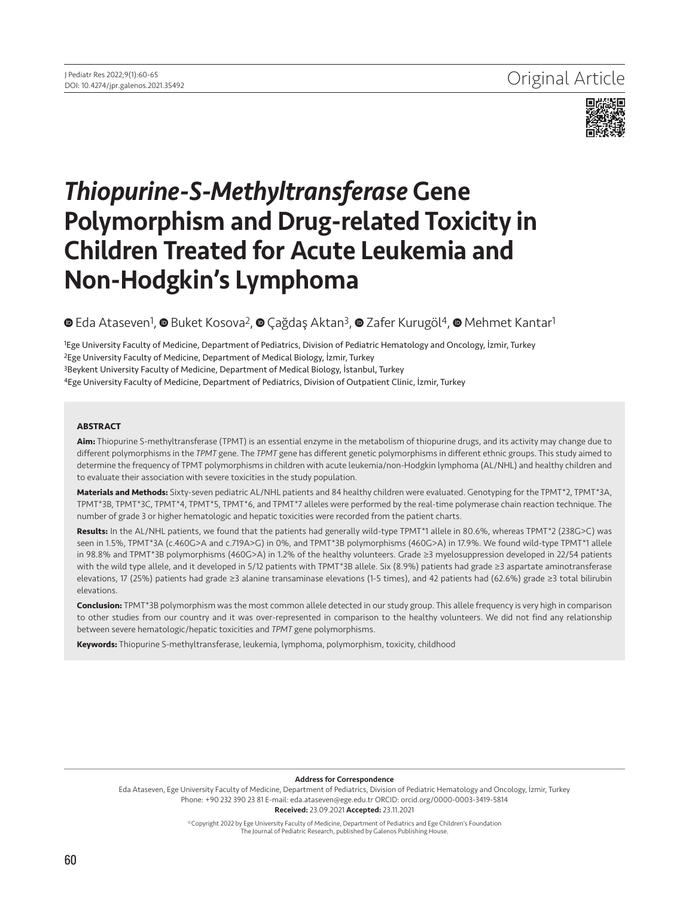Original Article

# *Thiopurine-S-Methyltransferase* Gene Polymorphism and Drug-related Toxicity in Children Treated for Acute Leukemia and Non-Hodgkin's Lymphoma

Eda Ataseven[1], Buket Kosova[2], Çağdaş Aktan[3], Zafer Kurugöl[4], Mehmet Kantar[1]

[1]Ege University Faculty of Medicine, Department of Pediatrics, Division of Pediatric Hematology and Oncology, İzmir, Turkey
[2]Ege University Faculty of Medicine, Department of Medical Biology, İzmir, Turkey
[3]Beykent University Faculty of Medicine, Department of Medical Biology, İstanbul, Turkey
[4]Ege University Faculty of Medicine, Department of Pediatrics, Division of Outpatient Clinic, İzmir, Turkey

## ABSTRACT

**Aim:** Thiopurine S-methyltransferase (TPMT) is an essential enzyme in the metabolism of thiopurine drugs, and its activity may change due to different polymorphisms in the *TPMT* gene. The *TPMT* gene has different genetic polymorphisms in different ethnic groups. This study aimed to determine the frequency of TPMT polymorphisms in children with acute leukemia/non-Hodgkin lymphoma (AL/NHL) and healthy children and to evaluate their association with severe toxicities in the study population.

**Materials and Methods:** Sixty-seven pediatric AL/NHL patients and 84 healthy children were evaluated. Genotyping for the TPMT*2, TPMT*3A, TPMT*3B, TPMT*3C, TPMT*4, TPMT*5, TPMT*6, and TPMT*7 alleles were performed by the real-time polymerase chain reaction technique. The number of grade 3 or higher hematologic and hepatic toxicities were recorded from the patient charts.

**Results:** In the AL/NHL patients, we found that the patients had generally wild-type TPMT*1 allele in 80.6%, whereas TPMT*2 (238G>C) was seen in 1.5%, TPMT*3A (c.460G>A and c.719A>G) in 0%, and TPMT*3B polymorphisms (460G>A) in 17.9%. We found wild-type TPMT*1 allele in 98.8% and TPMT*3B polymorphisms (460G>A) in 1.2% of the healthy volunteers. Grade ≥3 myelosuppression developed in 22/54 patients with the wild type allele, and it developed in 5/12 patients with TPMT*3B allele. Six (8.9%) patients had grade ≥3 aspartate aminotransferase elevations, 17 (25%) patients had grade ≥3 alanine transaminase elevations (1-5 times), and 42 patients had (62.6%) grade ≥3 total bilirubin elevations.

**Conclusion:** TPMT*3B polymorphism was the most common allele detected in our study group. This allele frequency is very high in comparison to other studies from our country and it was over-represented in comparison to the healthy volunteers. We did not find any relationship between severe hematologic/hepatic toxicities and *TPMT* gene polymorphisms.

**Keywords:** Thiopurine S-methyltransferase, leukemia, lymphoma, polymorphism, toxicity, childhood

**Address for Correspondence**
Eda Ataseven, Ege University Faculty of Medicine, Department of Pediatrics, Division of Pediatric Hematology and Oncology, İzmir, Turkey
Phone: +90 232 390 23 81 E-mail: eda.ataseven@ege.edu.tr ORCID: orcid.org/0000-0003-3419-5814
**Received:** 23.09.2021 **Accepted:** 23.11.2021

©Copyright 2022 by Ege University Faculty of Medicine, Department of Pediatrics and Ege Children's Foundation
The Journal of Pediatric Research, published by Galenos Publishing House.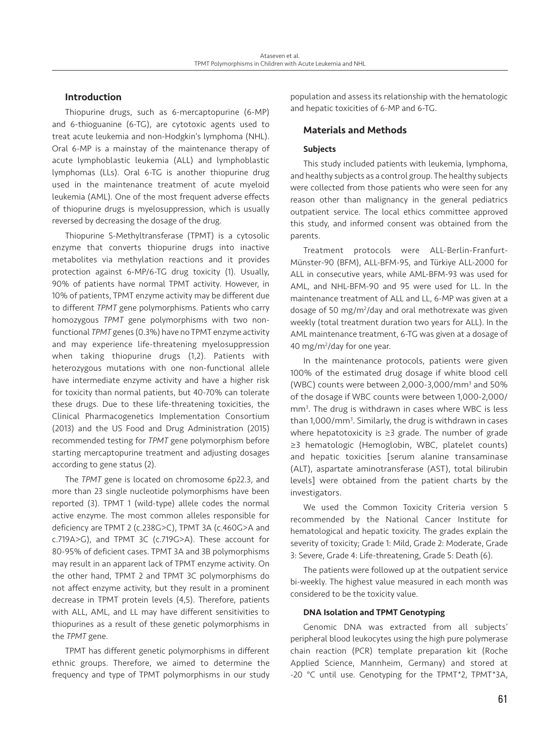## Introduction

Thiopurine drugs, such as 6-mercaptopurine (6-MP) and 6-thioguanine (6-TG), are cytotoxic agents used to treat acute leukemia and non-Hodgkin's lymphoma (NHL). Oral 6-MP is a mainstay of the maintenance therapy of acute lymphoblastic leukemia (ALL) and lymphoblastic lymphomas (LLs). Oral 6-TG is another thiopurine drug used in the maintenance treatment of acute myeloid leukemia (AML). One of the most frequent adverse effects of thiopurine drugs is myelosuppression, which is usually reversed by decreasing the dosage of the drug.

Thiopurine S-Methyltransferase (TPMT) is a cytosolic enzyme that converts thiopurine drugs into inactive metabolites via methylation reactions and it provides protection against 6-MP/6-TG drug toxicity (1). Usually, 90% of patients have normal TPMT activity. However, in 10% of patients, TPMT enzyme activity may be different due to different *TPMT* gene polymorphisms. Patients who carry homozygous *TPMT* gene polymorphisms with two non-functional *TPMT* genes (0.3%) have no TPMT enzyme activity and may experience life-threatening myelosuppression when taking thiopurine drugs (1,2). Patients with heterozygous mutations with one non-functional allele have intermediate enzyme activity and have a higher risk for toxicity than normal patients, but 40-70% can tolerate these drugs. Due to these life-threatening toxicities, the Clinical Pharmacogenetics Implementation Consortium (2013) and the US Food and Drug Administration (2015) recommended testing for *TPMT* gene polymorphism before starting mercaptopurine treatment and adjusting dosages according to gene status (2).

The *TPMT* gene is located on chromosome 6p22.3, and more than 23 single nucleotide polymorphisms have been reported (3). TPMT 1 (wild-type) allele codes the normal active enzyme. The most common alleles responsible for deficiency are TPMT 2 (c.238G>C), TPMT 3A (c.460G>A and c.719A>G), and TPMT 3C (c.719G>A). These account for 80-95% of deficient cases. TPMT 3A and 3B polymorphisms may result in an apparent lack of TPMT enzyme activity. On the other hand, TPMT 2 and TPMT 3C polymorphisms do not affect enzyme activity, but they result in a prominent decrease in TPMT protein levels (4,5). Therefore, patients with ALL, AML, and LL may have different sensitivities to thiopurines as a result of these genetic polymorphisms in the *TPMT* gene.

TPMT has different genetic polymorphisms in different ethnic groups. Therefore, we aimed to determine the frequency and type of TPMT polymorphisms in our study population and assess its relationship with the hematologic and hepatic toxicities of 6-MP and 6-TG.

## Materials and Methods

### Subjects

This study included patients with leukemia, lymphoma, and healthy subjects as a control group. The healthy subjects were collected from those patients who were seen for any reason other than malignancy in the general pediatrics outpatient service. The local ethics committee approved this study, and informed consent was obtained from the parents.

Treatment protocols were ALL-Berlin-Franfurt-Münster-90 (BFM), ALL-BFM-95, and Türkiye ALL-2000 for ALL in consecutive years, while AML-BFM-93 was used for AML, and NHL-BFM-90 and 95 were used for LL. In the maintenance treatment of ALL and LL, 6-MP was given at a dosage of 50 mg/m$^2$/day and oral methotrexate was given weekly (total treatment duration two years for ALL). In the AML maintenance treatment, 6-TG was given at a dosage of 40 mg/m$^2$/day for one year.

In the maintenance protocols, patients were given 100% of the estimated drug dosage if white blood cell (WBC) counts were between 2,000-3,000/mm$^3$ and 50% of the dosage if WBC counts were between 1,000-2,000/mm$^3$. The drug is withdrawn in cases where WBC is less than 1,000/mm$^3$. Similarly, the drug is withdrawn in cases where hepatotoxicity is ≥3 grade. The number of grade ≥3 hematologic (Hemoglobin, WBC, platelet counts) and hepatic toxicities [serum alanine transaminase (ALT), aspartate aminotransferase (AST), total bilirubin levels] were obtained from the patient charts by the investigators.

We used the Common Toxicity Criteria version 5 recommended by the National Cancer Institute for hematological and hepatic toxicity. The grades explain the severity of toxicity; Grade 1: Mild, Grade 2: Moderate, Grade 3: Severe, Grade 4: Life-threatening, Grade 5: Death (6).

The patients were followed up at the outpatient service bi-weekly. The highest value measured in each month was considered to be the toxicity value.

### DNA Isolation and TPMT Genotyping

Genomic DNA was extracted from all subjects' peripheral blood leukocytes using the high pure polymerase chain reaction (PCR) template preparation kit (Roche Applied Science, Mannheim, Germany) and stored at -20 °C until use. Genotyping for the TPMT*2, TPMT*3A,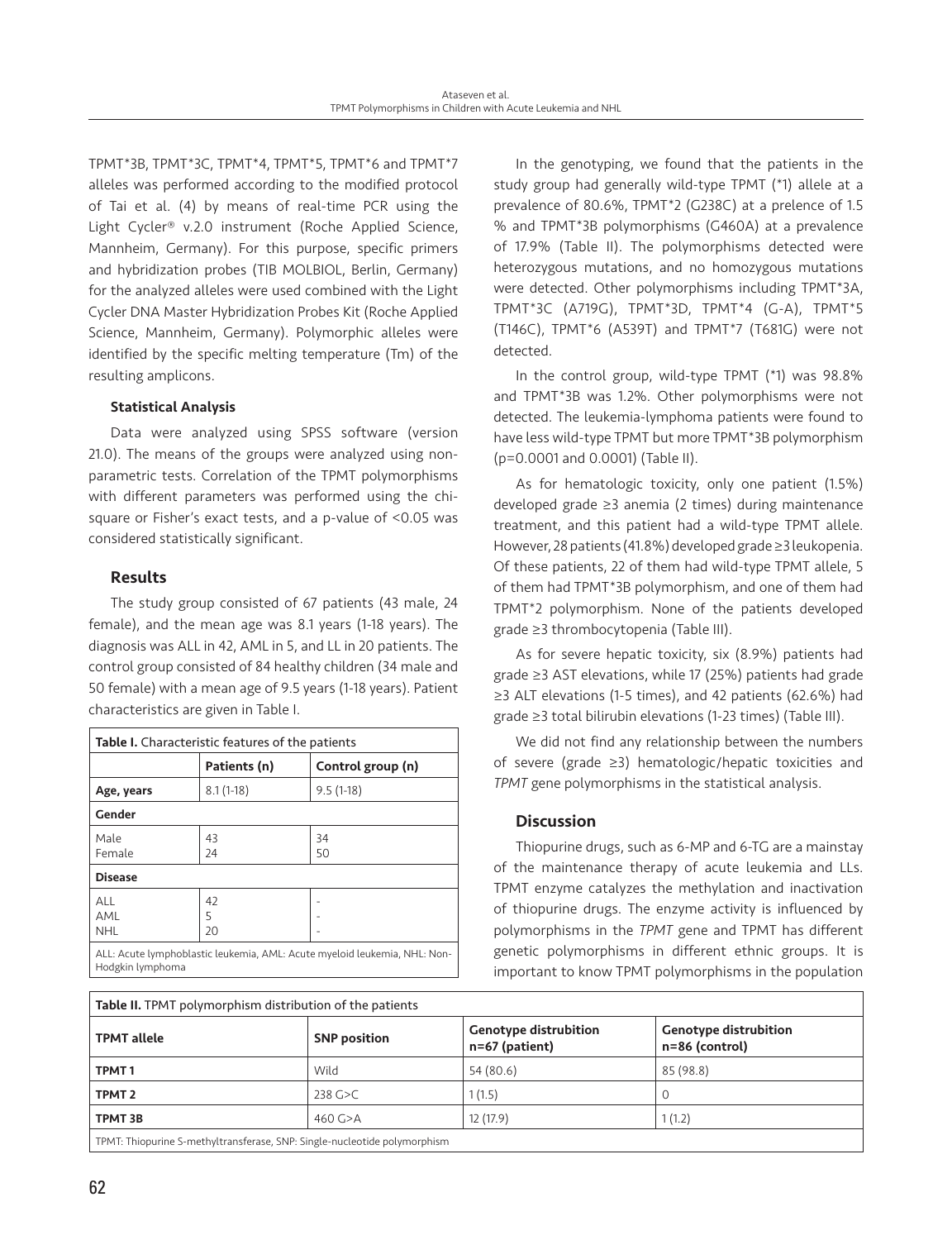TPMT*3B, TPMT*3C, TPMT*4, TPMT*5, TPMT*6 and TPMT*7 alleles was performed according to the modified protocol of Tai et al. (4) by means of real-time PCR using the Light Cycler® v.2.0 instrument (Roche Applied Science, Mannheim, Germany). For this purpose, specific primers and hybridization probes (TIB MOLBIOL, Berlin, Germany) for the analyzed alleles were used combined with the Light Cycler DNA Master Hybridization Probes Kit (Roche Applied Science, Mannheim, Germany). Polymorphic alleles were identified by the specific melting temperature (Tm) of the resulting amplicons.

#### Statistical Analysis

Data were analyzed using SPSS software (version 21.0). The means of the groups were analyzed using non-parametric tests. Correlation of the TPMT polymorphisms with different parameters was performed using the chi-square or Fisher's exact tests, and a p-value of <0.05 was considered statistically significant.

### Results

The study group consisted of 67 patients (43 male, 24 female), and the mean age was 8.1 years (1-18 years). The diagnosis was ALL in 42, AML in 5, and LL in 20 patients. The control group consisted of 84 healthy children (34 male and 50 female) with a mean age of 9.5 years (1-18 years). Patient characteristics are given in Table I.

**Table I.** Characteristic features of the patients

| | Patients (n) | Control group (n) |
|---|---|---|
| **Age, years** | 8.1 (1-18) | 9.5 (1-18) |
| **Gender** | | |
| Male | 43 | 34 |
| Female | 24 | 50 |
| **Disease** | | |
| ALL | 42 | - |
| AML | 5 | - |
| NHL | 20 | - |

ALL: Acute lymphoblastic leukemia, AML: Acute myeloid leukemia, NHL: Non-Hodgkin lymphoma

In the genotyping, we found that the patients in the study group had generally wild-type TPMT (*1) allele at a prevalence of 80.6%, TPMT*2 (G238C) at a prelence of 1.5 % and TPMT*3B polymorphisms (G460A) at a prevalence of 17.9% (Table II). The polymorphisms detected were heterozygous mutations, and no homozygous mutations were detected. Other polymorphisms including TPMT*3A, TPMT*3C (A719G), TPMT*3D, TPMT*4 (G-A), TPMT*5 (T146C), TPMT*6 (A539T) and TPMT*7 (T681G) were not detected.

In the control group, wild-type TPMT (*1) was 98.8% and TPMT*3B was 1.2%. Other polymorphisms were not detected. The leukemia-lymphoma patients were found to have less wild-type TPMT but more TPMT*3B polymorphism (p=0.0001 and 0.0001) (Table II).

As for hematologic toxicity, only one patient (1.5%) developed grade ≥3 anemia (2 times) during maintenance treatment, and this patient had a wild-type TPMT allele. However, 28 patients (41.8%) developed grade ≥3 leukopenia. Of these patients, 22 of them had wild-type TPMT allele, 5 of them had TPMT*3B polymorphism, and one of them had TPMT*2 polymorphism. None of the patients developed grade ≥3 thrombocytopenia (Table III).

As for severe hepatic toxicity, six (8.9%) patients had grade ≥3 AST elevations, while 17 (25%) patients had grade ≥3 ALT elevations (1-5 times), and 42 patients (62.6%) had grade ≥3 total bilirubin elevations (1-23 times) (Table III).

We did not find any relationship between the numbers of severe (grade ≥3) hematologic/hepatic toxicities and *TPMT* gene polymorphisms in the statistical analysis.

### Discussion

Thiopurine drugs, such as 6-MP and 6-TG are a mainstay of the maintenance therapy of acute leukemia and LLs. TPMT enzyme catalyzes the methylation and inactivation of thiopurine drugs. The enzyme activity is influenced by polymorphisms in the *TPMT* gene and TPMT has different genetic polymorphisms in different ethnic groups. It is important to know TPMT polymorphisms in the population

**Table II.** TPMT polymorphism distribution of the patients

| TPMT allele | SNP position | Genotype distrubition n=67 (patient) | Genotype distrubition n=86 (control) |
|---|---|---|---|
| **TPMT 1** | Wild | 54 (80.6) | 85 (98.8) |
| **TPMT 2** | 238 G>C | 1 (1.5) | 0 |
| **TPMT 3B** | 460 G>A | 12 (17.9) | 1 (1.2) |

TPMT: Thiopurine S-methyltransferase, SNP: Single-nucleotide polymorphism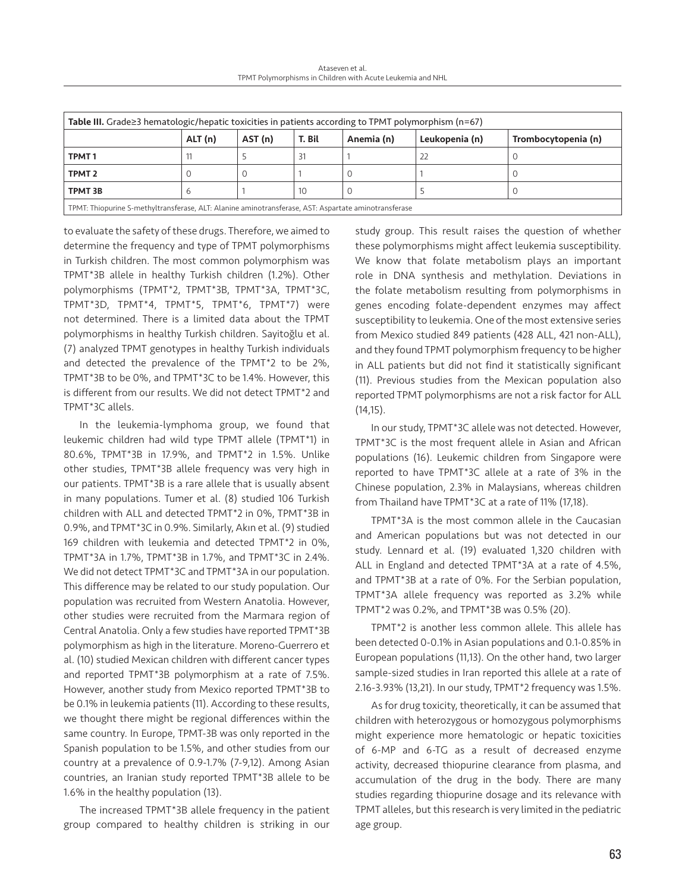**Table III.** Grade≥3 hematologic/hepatic toxicities in patients according to TPMT polymorphism (n=67)

| | ALT (n) | AST (n) | T. Bil | Anemia (n) | Leukopenia (n) | Trombocytopenia (n) |
|---|---|---|---|---|---|---|
| **TPMT 1** | 11 | 5 | 31 | 1 | 22 | 0 |
| **TPMT 2** | 0 | 0 | 1 | 0 | 1 | 0 |
| **TPMT 3B** | 6 | 1 | 10 | 0 | 5 | 0 |

TPMT: Thiopurine S-methyltransferase, ALT: Alanine aminotransferase, AST: Aspartate aminotransferase

to evaluate the safety of these drugs. Therefore, we aimed to determine the frequency and type of TPMT polymorphisms in Turkish children. The most common polymorphism was TPMT*3B allele in healthy Turkish children (1.2%). Other polymorphisms (TPMT*2, TPMT*3B, TPMT*3A, TPMT*3C, TPMT*3D, TPMT*4, TPMT*5, TPMT*6, TPMT*7) were not determined. There is a limited data about the TPMT polymorphisms in healthy Turkish children. Sayitoğlu et al. (7) analyzed TPMT genotypes in healthy Turkish individuals and detected the prevalence of the TPMT*2 to be 2%, TPMT*3B to be 0%, and TPMT*3C to be 1.4%. However, this is different from our results. We did not detect TPMT*2 and TPMT*3C allels.

In the leukemia-lymphoma group, we found that leukemic children had wild type TPMT allele (TPMT*1) in 80.6%, TPMT*3B in 17.9%, and TPMT*2 in 1.5%. Unlike other studies, TPMT*3B allele frequency was very high in our patients. TPMT*3B is a rare allele that is usually absent in many populations. Tumer et al. (8) studied 106 Turkish children with ALL and detected TPMT*2 in 0%, TPMT*3B in 0.9%, and TPMT*3C in 0.9%. Similarly, Akın et al. (9) studied 169 children with leukemia and detected TPMT*2 in 0%, TPMT*3A in 1.7%, TPMT*3B in 1.7%, and TPMT*3C in 2.4%. We did not detect TPMT*3C and TPMT*3A in our population. This difference may be related to our study population. Our population was recruited from Western Anatolia. However, other studies were recruited from the Marmara region of Central Anatolia. Only a few studies have reported TPMT*3B polymorphism as high in the literature. Moreno-Guerrero et al. (10) studied Mexican children with different cancer types and reported TPMT*3B polymorphism at a rate of 7.5%. However, another study from Mexico reported TPMT*3B to be 0.1% in leukemia patients (11). According to these results, we thought there might be regional differences within the same country. In Europe, TPMT-3B was only reported in the Spanish population to be 1.5%, and other studies from our country at a prevalence of 0.9-1.7% (7-9,12). Among Asian countries, an Iranian study reported TPMT*3B allele to be 1.6% in the healthy population (13).

The increased TPMT*3B allele frequency in the patient group compared to healthy children is striking in our study group. This result raises the question of whether these polymorphisms might affect leukemia susceptibility. We know that folate metabolism plays an important role in DNA synthesis and methylation. Deviations in the folate metabolism resulting from polymorphisms in genes encoding folate-dependent enzymes may affect susceptibility to leukemia. One of the most extensive series from Mexico studied 849 patients (428 ALL, 421 non-ALL), and they found TPMT polymorphism frequency to be higher in ALL patients but did not find it statistically significant (11). Previous studies from the Mexican population also reported TPMT polymorphisms are not a risk factor for ALL (14,15).

In our study, TPMT*3C allele was not detected. However, TPMT*3C is the most frequent allele in Asian and African populations (16). Leukemic children from Singapore were reported to have TPMT*3C allele at a rate of 3% in the Chinese population, 2.3% in Malaysians, whereas children from Thailand have TPMT*3C at a rate of 11% (17,18).

TPMT*3A is the most common allele in the Caucasian and American populations but was not detected in our study. Lennard et al. (19) evaluated 1,320 children with ALL in England and detected TPMT*3A at a rate of 4.5%, and TPMT*3B at a rate of 0%. For the Serbian population, TPMT*3A allele frequency was reported as 3.2% while TPMT*2 was 0.2%, and TPMT*3B was 0.5% (20).

TPMT*2 is another less common allele. This allele has been detected 0-0.1% in Asian populations and 0.1-0.85% in European populations (11,13). On the other hand, two larger sample-sized studies in Iran reported this allele at a rate of 2.16-3.93% (13,21). In our study, TPMT*2 frequency was 1.5%.

As for drug toxicity, theoretically, it can be assumed that children with heterozygous or homozygous polymorphisms might experience more hematologic or hepatic toxicities of 6-MP and 6-TG as a result of decreased enzyme activity, decreased thiopurine clearance from plasma, and accumulation of the drug in the body. There are many studies regarding thiopurine dosage and its relevance with TPMT alleles, but this research is very limited in the pediatric age group.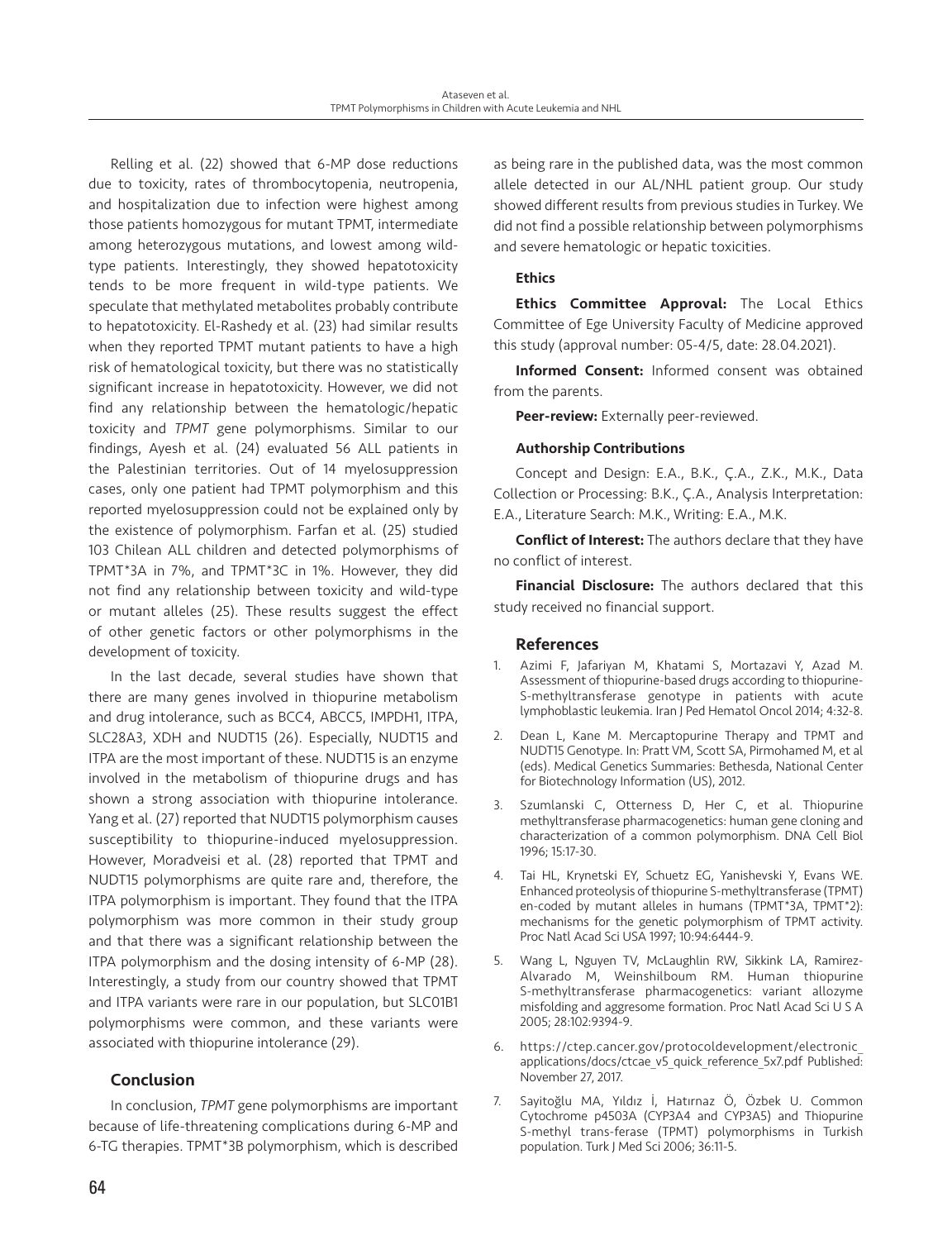Relling et al. (22) showed that 6-MP dose reductions due to toxicity, rates of thrombocytopenia, neutropenia, and hospitalization due to infection were highest among those patients homozygous for mutant TPMT, intermediate among heterozygous mutations, and lowest among wild-type patients. Interestingly, they showed hepatotoxicity tends to be more frequent in wild-type patients. We speculate that methylated metabolites probably contribute to hepatotoxicity. El-Rashedy et al. (23) had similar results when they reported TPMT mutant patients to have a high risk of hematological toxicity, but there was no statistically significant increase in hepatotoxicity. However, we did not find any relationship between the hematologic/hepatic toxicity and *TPMT* gene polymorphisms. Similar to our findings, Ayesh et al. (24) evaluated 56 ALL patients in the Palestinian territories. Out of 14 myelosuppression cases, only one patient had TPMT polymorphism and this reported myelosuppression could not be explained only by the existence of polymorphism. Farfan et al. (25) studied 103 Chilean ALL children and detected polymorphisms of TPMT*3A in 7%, and TPMT*3C in 1%. However, they did not find any relationship between toxicity and wild-type or mutant alleles (25). These results suggest the effect of other genetic factors or other polymorphisms in the development of toxicity.

In the last decade, several studies have shown that there are many genes involved in thiopurine metabolism and drug intolerance, such as BCC4, ABCC5, IMPDH1, ITPA, SLC28A3, XDH and NUDT15 (26). Especially, NUDT15 and ITPA are the most important of these. NUDT15 is an enzyme involved in the metabolism of thiopurine drugs and has shown a strong association with thiopurine intolerance. Yang et al. (27) reported that NUDT15 polymorphism causes susceptibility to thiopurine-induced myelosuppression. However, Moradveisi et al. (28) reported that TPMT and NUDT15 polymorphisms are quite rare and, therefore, the ITPA polymorphism is important. They found that the ITPA polymorphism was more common in their study group and that there was a significant relationship between the ITPA polymorphism and the dosing intensity of 6-MP (28). Interestingly, a study from our country showed that TPMT and ITPA variants were rare in our population, but SLC01B1 polymorphisms were common, and these variants were associated with thiopurine intolerance (29).

## Conclusion

In conclusion, *TPMT* gene polymorphisms are important because of life-threatening complications during 6-MP and 6-TG therapies. TPMT*3B polymorphism, which is described as being rare in the published data, was the most common allele detected in our AL/NHL patient group. Our study showed different results from previous studies in Turkey. We did not find a possible relationship between polymorphisms and severe hematologic or hepatic toxicities.

### Ethics

**Ethics Committee Approval:** The Local Ethics Committee of Ege University Faculty of Medicine approved this study (approval number: 05-4/5, date: 28.04.2021).

**Informed Consent:** Informed consent was obtained from the parents.

**Peer-review:** Externally peer-reviewed.

### Authorship Contributions

Concept and Design: E.A., B.K., Ç.A., Z.K., M.K., Data Collection or Processing: B.K., Ç.A., Analysis Interpretation: E.A., Literature Search: M.K., Writing: E.A., M.K.

**Conflict of Interest:** The authors declare that they have no conflict of interest.

**Financial Disclosure:** The authors declared that this study received no financial support.

## References

1. Azimi F, Jafariyan M, Khatami S, Mortazavi Y, Azad M. Assessment of thiopurine-based drugs according to thiopurine-S-methyltransferase genotype in patients with acute lymphoblastic leukemia. Iran J Ped Hematol Oncol 2014; 4:32-8.
2. Dean L, Kane M. Mercaptopurine Therapy and TPMT and NUDT15 Genotype. In: Pratt VM, Scott SA, Pirmohamed M, et al (eds). Medical Genetics Summaries: Bethesda, National Center for Biotechnology Information (US), 2012.
3. Szumlanski C, Otterness D, Her C, et al. Thiopurine methyltransferase pharmacogenetics: human gene cloning and characterization of a common polymorphism. DNA Cell Biol 1996; 15:17-30.
4. Tai HL, Krynetski EY, Schuetz EG, Yanishevski Y, Evans WE. Enhanced proteolysis of thiopurine S-methyltransferase (TPMT) en-coded by mutant alleles in humans (TPMT*3A, TPMT*2): mechanisms for the genetic polymorphism of TPMT activity. Proc Natl Acad Sci USA 1997; 10:94:6444-9.
5. Wang L, Nguyen TV, McLaughlin RW, Sikkink LA, Ramirez-Alvarado M, Weinshilboum RM. Human thiopurine S-methyltransferase pharmacogenetics: variant allozyme misfolding and aggresome formation. Proc Natl Acad Sci U S A 2005; 28:102:9394-9.
6. https://ctep.cancer.gov/protocoldevelopment/electronic_applications/docs/ctcae_v5_quick_reference_5x7.pdf Published: November 27, 2017.
7. Sayitoğlu MA, Yıldız İ, Hatırnaz Ö, Özbek U. Common Cytochrome p4503A (CYP3A4 and CYP3A5) and Thiopurine S-methyl trans-ferase (TPMT) polymorphisms in Turkish population. Turk J Med Sci 2006; 36:11-5.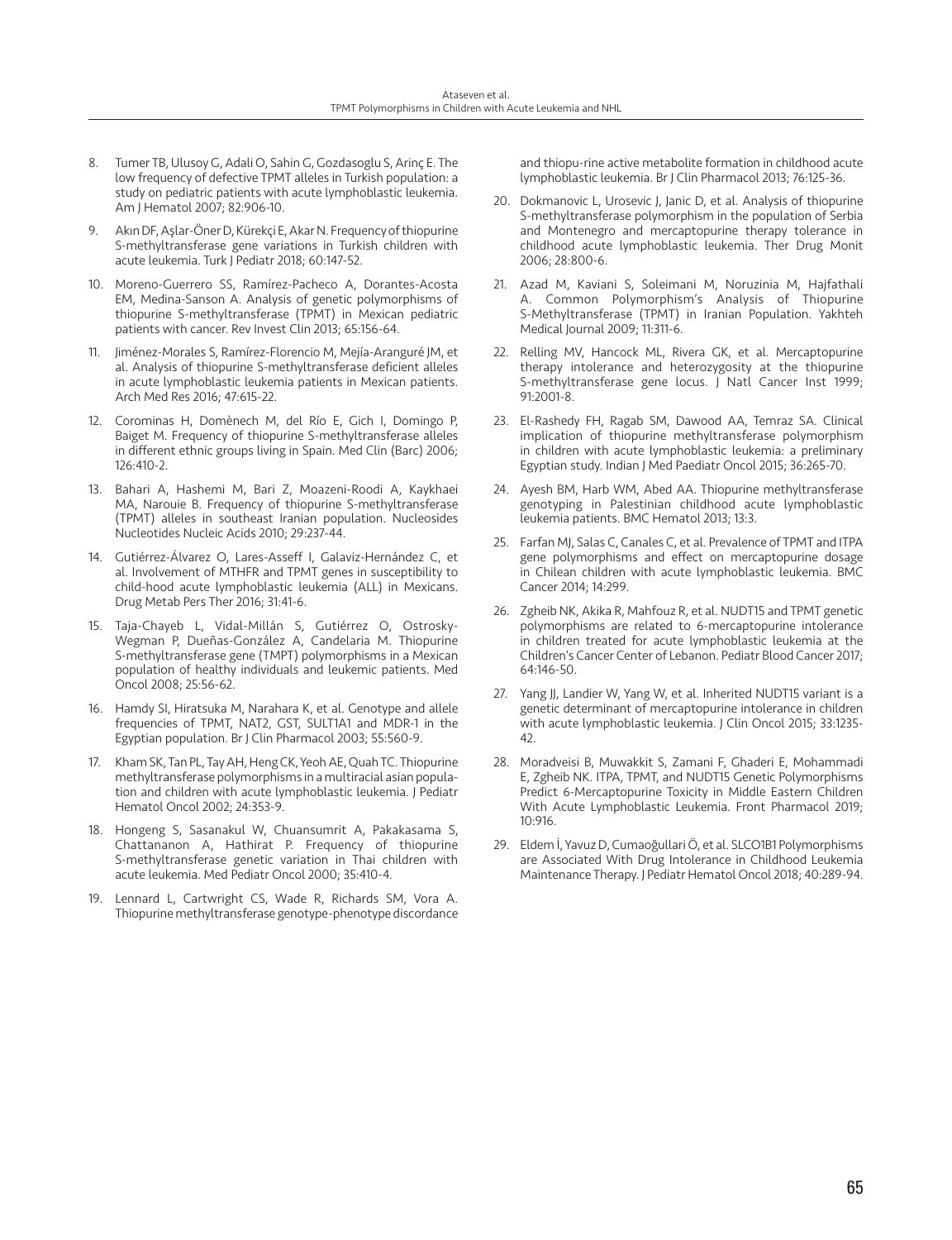8. Tumer TB, Ulusoy G, Adali O, Sahin G, Gozdasoglu S, Arinç E. The low frequency of defective TPMT alleles in Turkish population: a study on pediatric patients with acute lymphoblastic leukemia. Am J Hematol 2007; 82:906-10.
9. Akın DF, Aşlar-Öner D, Kürekçi E, Akar N. Frequency of thiopurine S-methyltransferase gene variations in Turkish children with acute leukemia. Turk J Pediatr 2018; 60:147-52.
10. Moreno-Guerrero SS, Ramírez-Pacheco A, Dorantes-Acosta EM, Medina-Sanson A. Analysis of genetic polymorphisms of thiopurine S-methyltransferase (TPMT) in Mexican pediatric patients with cancer. Rev Invest Clin 2013; 65:156-64.
11. Jiménez-Morales S, Ramírez-Florencio M, Mejía-Aranguré JM, et al. Analysis of thiopurine S-methyltransferase deficient alleles in acute lymphoblastic leukemia patients in Mexican patients. Arch Med Res 2016; 47:615-22.
12. Corominas H, Domènech M, del Río E, Gich I, Domingo P, Baiget M. Frequency of thiopurine S-methyltransferase alleles in different ethnic groups living in Spain. Med Clin (Barc) 2006; 126:410-2.
13. Bahari A, Hashemi M, Bari Z, Moazeni-Roodi A, Kaykhaei MA, Narouie B. Frequency of thiopurine S-methyltransferase (TPMT) alleles in southeast Iranian population. Nucleosides Nucleotides Nucleic Acids 2010; 29:237-44.
14. Gutiérrez-Álvarez O, Lares-Asseff I, Galaviz-Hernández C, et al. Involvement of MTHFR and TPMT genes in susceptibility to child-hood acute lymphoblastic leukemia (ALL) in Mexicans. Drug Metab Pers Ther 2016; 31:41-6.
15. Taja-Chayeb L, Vidal-Millán S, Gutiérrez O, Ostrosky-Wegman P, Dueñas-González A, Candelaria M. Thiopurine S-methyltransferase gene (TMPT) polymorphisms in a Mexican population of healthy individuals and leukemic patients. Med Oncol 2008; 25:56-62.
16. Hamdy SI, Hiratsuka M, Narahara K, et al. Genotype and allele frequencies of TPMT, NAT2, GST, SULT1A1 and MDR-1 in the Egyptian population. Br J Clin Pharmacol 2003; 55:560-9.
17. Kham SK, Tan PL, Tay AH, Heng CK, Yeoh AE, Quah TC. Thiopurine methyltransferase polymorphisms in a multiracial asian population and children with acute lymphoblastic leukemia. J Pediatr Hematol Oncol 2002; 24:353-9.
18. Hongeng S, Sasanakul W, Chuansumrit A, Pakakasama S, Chattananon A, Hathirat P. Frequency of thiopurine S-methyltransferase genetic variation in Thai children with acute leukemia. Med Pediatr Oncol 2000; 35:410-4.
19. Lennard L, Cartwright CS, Wade R, Richards SM, Vora A. Thiopurine methyltransferase genotype-phenotype discordance and thiopu-rine active metabolite formation in childhood acute lymphoblastic leukemia. Br J Clin Pharmacol 2013; 76:125-36.
20. Dokmanovic L, Urosevic J, Janic D, et al. Analysis of thiopurine S-methyltransferase polymorphism in the population of Serbia and Montenegro and mercaptopurine therapy tolerance in childhood acute lymphoblastic leukemia. Ther Drug Monit 2006; 28:800-6.
21. Azad M, Kaviani S, Soleimani M, Noruzinia M, Hajfathali A. Common Polymorphism's Analysis of Thiopurine S-Methyltransferase (TPMT) in Iranian Population. Yakhteh Medical Journal 2009; 11:311-6.
22. Relling MV, Hancock ML, Rivera GK, et al. Mercaptopurine therapy intolerance and heterozygosity at the thiopurine S-methyltransferase gene locus. J Natl Cancer Inst 1999; 91:2001-8.
23. El-Rashedy FH, Ragab SM, Dawood AA, Temraz SA. Clinical implication of thiopurine methyltransferase polymorphism in children with acute lymphoblastic leukemia: a preliminary Egyptian study. Indian J Med Paediatr Oncol 2015; 36:265-70.
24. Ayesh BM, Harb WM, Abed AA. Thiopurine methyltransferase genotyping in Palestinian childhood acute lymphoblastic leukemia patients. BMC Hematol 2013; 13:3.
25. Farfan MJ, Salas C, Canales C, et al. Prevalence of TPMT and ITPA gene polymorphisms and effect on mercaptopurine dosage in Chilean children with acute lymphoblastic leukemia. BMC Cancer 2014; 14:299.
26. Zgheib NK, Akika R, Mahfouz R, et al. NUDT15 and TPMT genetic polymorphisms are related to 6-mercaptopurine intolerance in children treated for acute lymphoblastic leukemia at the Children's Cancer Center of Lebanon. Pediatr Blood Cancer 2017; 64:146-50.
27. Yang JJ, Landier W, Yang W, et al. Inherited NUDT15 variant is a genetic determinant of mercaptopurine intolerance in children with acute lymphoblastic leukemia. J Clin Oncol 2015; 33:1235-42.
28. Moradveisi B, Muwakkit S, Zamani F, Ghaderi E, Mohammadi E, Zgheib NK. ITPA, TPMT, and NUDT15 Genetic Polymorphisms Predict 6-Mercaptopurine Toxicity in Middle Eastern Children With Acute Lymphoblastic Leukemia. Front Pharmacol 2019; 10:916.
29. Eldem İ, Yavuz D, Cumaoğullari Ö, et al. SLCO1B1 Polymorphisms are Associated With Drug Intolerance in Childhood Leukemia Maintenance Therapy. J Pediatr Hematol Oncol 2018; 40:289-94.